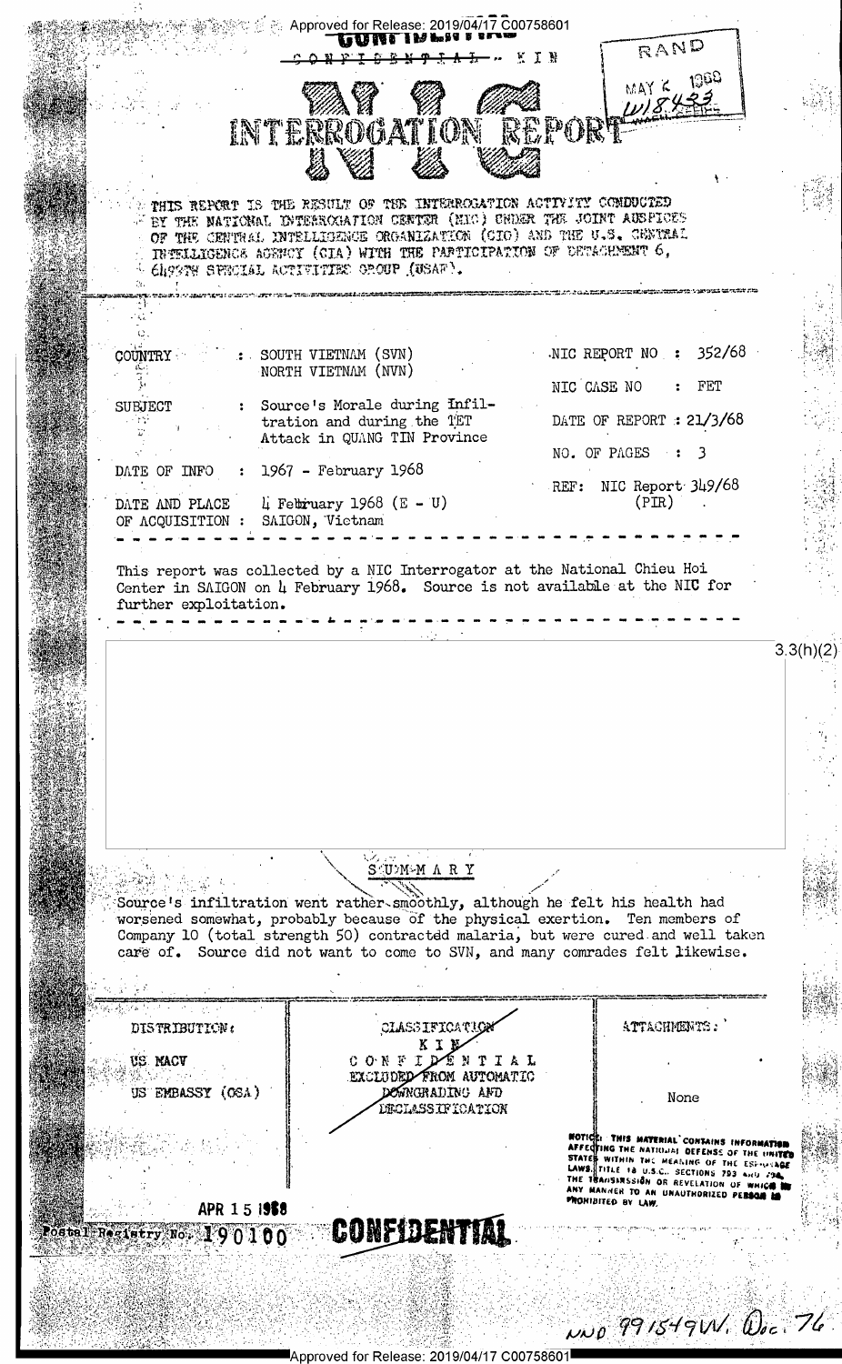Approved for Release: 2019/04/17 C00758601

CONFIDENTIAL — KIN

RAND
MAY 6 1968
W18433

# NIC INTERROGATION REPORT

THIS REPORT IS THE RESULT OF THE INTERROGATION ACTIVITY CONDUCTED BY THE NATIONAL INTERROGATION CENTER (NIC) UNDER THE JOINT AUSPICES OF THE CENTRAL INTELLIGENCE ORGANIZATION (CIO) AND THE U.S. CENTRAL INTELLIGENCE AGENCY (CIA) WITH THE PARTICIPATION OF DETACHMENT 6, 6499TH SPECIAL ACTIVITIES GROUP (USAF).

COUNTRY : SOUTH VIETNAM (SVN)
NORTH VIETNAM (NVN)

SUBJECT : Source's Morale during Infiltration and during the TET Attack in QUANG TIN Province

DATE OF INFO : 1967 - February 1968

DATE AND PLACE OF ACQUISITION : 4 February 1968 (E - U)
SAIGON, Vietnam

NIC REPORT NO : 352/68

NIC CASE NO : FET

DATE OF REPORT : 21/3/68

NO. OF PAGES : 3

REF: NIC Report 349/68 (PIR)

This report was collected by a NIC Interrogator at the National Chieu Hoi Center in SAIGON on 4 February 1968. Source is not available at the NIC for further exploitation.

3.3(h)(2)

## SUMMARY

Source's infiltration went rather smoothly, although he felt his health had worsened somewhat, probably because of the physical exertion. Ten members of Company 10 (total strength 50) contracted malaria, but were cured and well taken care of. Source did not want to come to SVN, and many comrades felt likewise.

DISTRIBUTION:
US MACV
US EMBASSY (OSA)

CLASSIFICATION
KIN
CONFIDENTIAL
EXCLUDED FROM AUTOMATIC DOWNGRADING AND DECLASSIFICATION

ATTACHMENTS:
None

NOTICE: THIS MATERIAL CONTAINS INFORMATION AFFECTING THE NATIONAL DEFENSE OF THE UNITED STATES WITHIN THE MEANING OF THE ESPIONAGE LAWS, TITLE 18 U.S.C., SECTIONS 793 AND 794, THE TRANSMISSION OR REVELATION OF WHICH IN ANY MANNER TO AN UNAUTHORIZED PERSON IS PROHIBITED BY LAW.

APR 15 1968

Postal Registry No. 190100

CONFIDENTIAL

NND 991549W, Doc. 76

Approved for Release: 2019/04/17 C00758601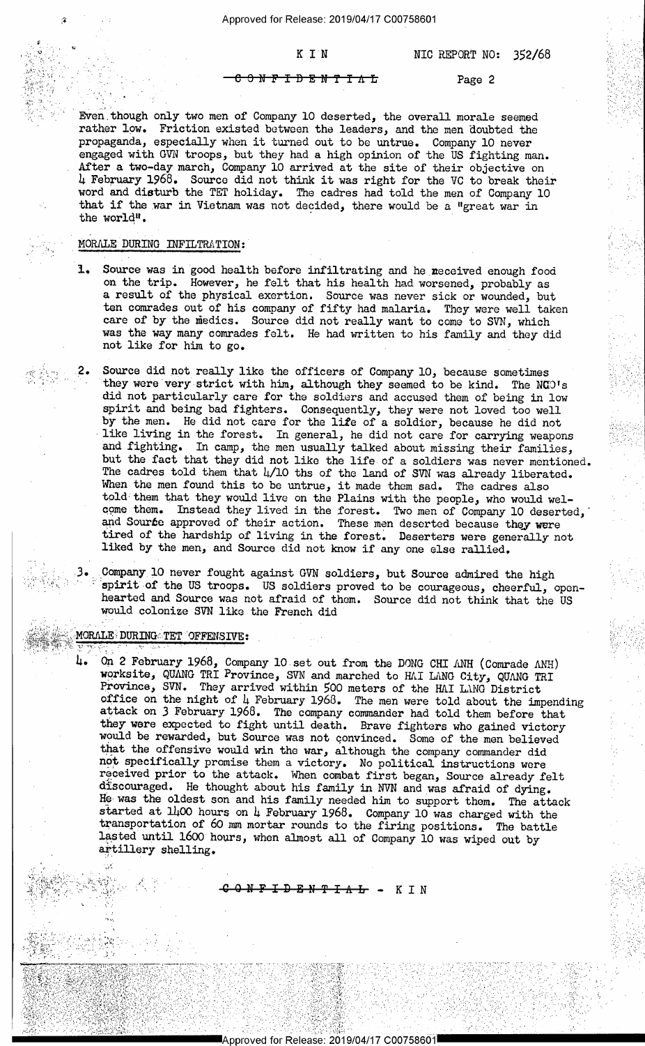Even though only two men of Company 10 deserted, the overall morale seemed rather low. Friction existed between the leaders, and the men doubted the propaganda, especially when it turned out to be untrue. Company 10 never engaged with GVN troops, but they had a high opinion of the US fighting man. After a two-day march, Company 10 arrived at the site of their objective on 4 February 1968. Source did not think it was right for the VC to break their word and disturb the TET holiday. The cadres had told the men of Company 10 that if the war in Vietnam was not decided, there would be a "great war in the world".

## MORALE DURING INFILTRATION:

1. Source was in good health before infiltrating and he received enough food on the trip. However, he felt that his health had worsened, probably as a result of the physical exertion. Source was never sick or wounded, but ten comrades out of his company of fifty had malaria. They were well taken care of by the medics. Source did not really want to come to SVN, which was the way many comrades felt. He had written to his family and they did not like for him to go.

2. Source did not really like the officers of Company 10, because sometimes they were very strict with him, although they seemed to be kind. The NCO's did not particularly care for the soldiers and accused them of being in low spirit and being bad fighters. Consequently, they were not loved too well by the men. He did not care for the life of a soldier, because he did not like living in the forest. In general, he did not care for carrying weapons and fighting. In camp, the men usually talked about missing their families, but the fact that they did not like the life of a soldiers was never mentioned. The cadres told them that 4/10 ths of the land of SVN was already liberated. When the men found this to be untrue, it made them sad. The cadres also told them that they would live on the Plains with the people, who would welcome them. Instead they lived in the forest. Two men of Company 10 deserted, and Source approved of their action. These men deserted because they were tired of the hardship of living in the forest. Deserters were generally not liked by the men, and Source did not know if any one else rallied.

3. Company 10 never fought against GVN soldiers, but Source admired the high spirit of the US troops. US soldiers proved to be courageous, cheerful, openhearted and Source was not afraid of them. Source did not think that the US would colonize SVN like the French did

## MORALE DURING TET OFFENSIVE:

4. On 2 February 1968, Company 10 set out from the DONG CHI ANH (Comrade ANH) worksite, QUANG TRI Province, SVN and marched to HAI LANG City, QUANG TRI Province, SVN. They arrived within 500 meters of the HAI LANG District office on the night of 4 February 1968. The men were told about the impending attack on 3 February 1968. The company commander had told them before that they were expected to fight until death. Brave fighters who gained victory would be rewarded, but Source was not convinced. Some of the men believed that the offensive would win the war, although the company commander did not specifically promise them a victory. No political instructions were received prior to the attack. When combat first began, Source already felt discouraged. He thought about his family in NVN and was afraid of dying. He was the oldest son and his family needed him to support them. The attack started at 1400 hours on 4 February 1968. Company 10 was charged with the transportation of 60 mm mortar rounds to the firing positions. The battle lasted until 1600 hours, when almost all of Company 10 was wiped out by artillery shelling.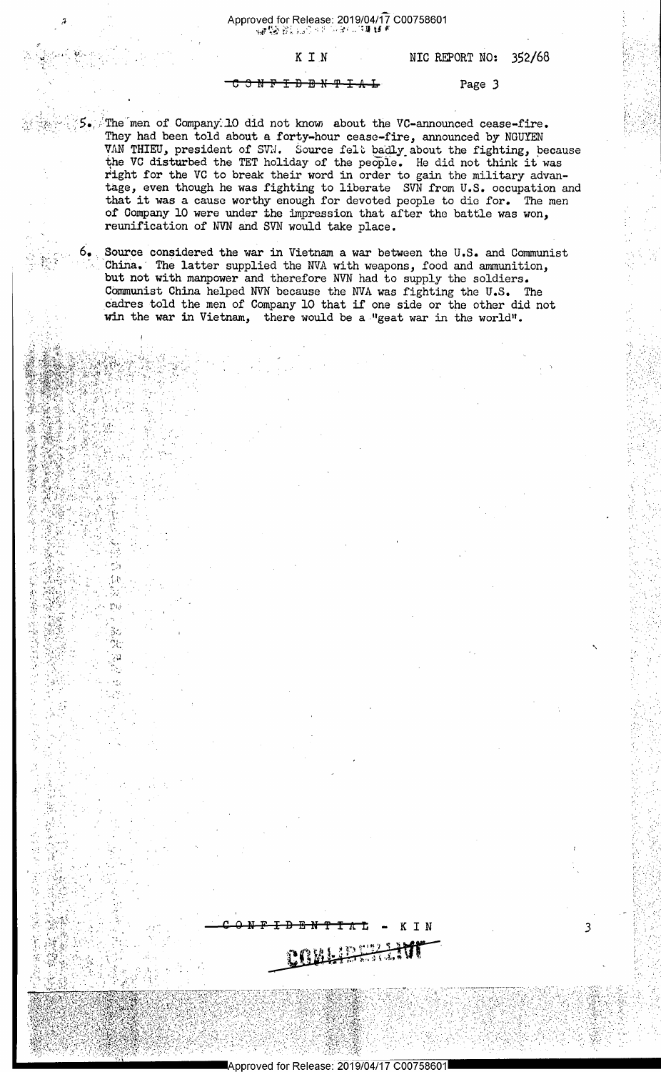5. The men of Company 10 did not know about the VC-announced cease-fire. They had been told about a forty-hour cease-fire, announced by NGUYEN VAN THIEU, president of SVN. Source felt badly about the fighting, because the VC disturbed the TET holiday of the people. He did not think it was right for the VC to break their word in order to gain the military advantage, even though he was fighting to liberate SVN from U.S. occupation and that it was a cause worthy enough for devoted people to die for. The men of Company 10 were under the impression that after the battle was won, reunification of NVN and SVN would take place.

6. Source considered the war in Vietnam a war between the U.S. and Communist China. The latter supplied the NVA with weapons, food and ammunition, but not with manpower and therefore NVN had to supply the soldiers. Communist China helped NVN because the NVA was fighting the U.S. The cadres told the men of Company 10 that if one side or the other did not win the war in Vietnam, there would be a "geat war in the world".